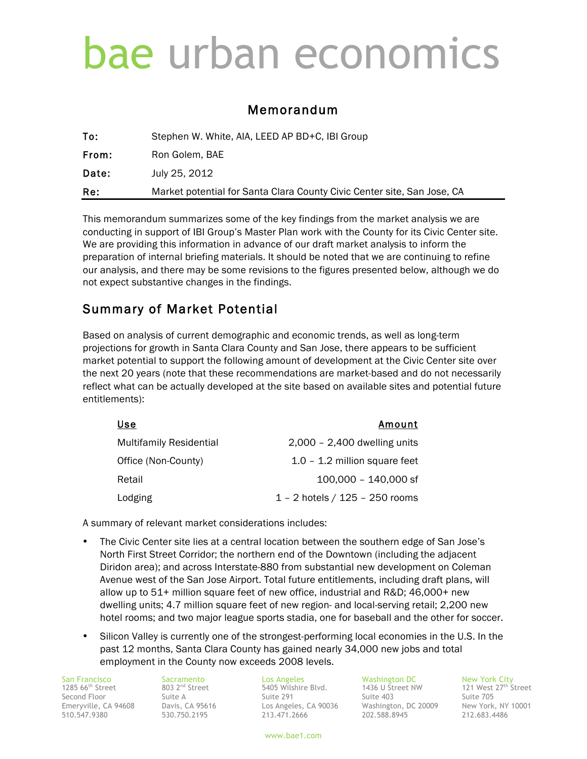# bae urban economics

## Memorandum

| | |
|---|---|
| **To:** | Stephen W. White, AIA, LEED AP BD+C, IBI Group |
| **From:** | Ron Golem, BAE |
| **Date:** | July 25, 2012 |
| **Re:** | Market potential for Santa Clara County Civic Center site, San Jose, CA |

This memorandum summarizes some of the key findings from the market analysis we are conducting in support of IBI Group's Master Plan work with the County for its Civic Center site. We are providing this information in advance of our draft market analysis to inform the preparation of internal briefing materials. It should be noted that we are continuing to refine our analysis, and there may be some revisions to the figures presented below, although we do not expect substantive changes in the findings.

## Summary of Market Potential

Based on analysis of current demographic and economic trends, as well as long-term projections for growth in Santa Clara County and San Jose, there appears to be sufficient market potential to support the following amount of development at the Civic Center site over the next 20 years (note that these recommendations are market-based and do not necessarily reflect what can be actually developed at the site based on available sites and potential future entitlements):

| Use | Amount |
|---|---|
| Multifamily Residential | 2,000 – 2,400 dwelling units |
| Office (Non-County) | 1.0 – 1.2 million square feet |
| Retail | 100,000 – 140,000 sf |
| Lodging | 1 – 2 hotels / 125 – 250 rooms |

A summary of relevant market considerations includes:

- The Civic Center site lies at a central location between the southern edge of San Jose's North First Street Corridor; the northern end of the Downtown (including the adjacent Diridon area); and across Interstate-880 from substantial new development on Coleman Avenue west of the San Jose Airport. Total future entitlements, including draft plans, will allow up to 51+ million square feet of new office, industrial and R&D; 46,000+ new dwelling units; 4.7 million square feet of new region- and local-serving retail; 2,200 new hotel rooms; and two major league sports stadia, one for baseball and the other for soccer.
- Silicon Valley is currently one of the strongest-performing local economies in the U.S. In the past 12 months, Santa Clara County has gained nearly 34,000 new jobs and total employment in the County now exceeds 2008 levels.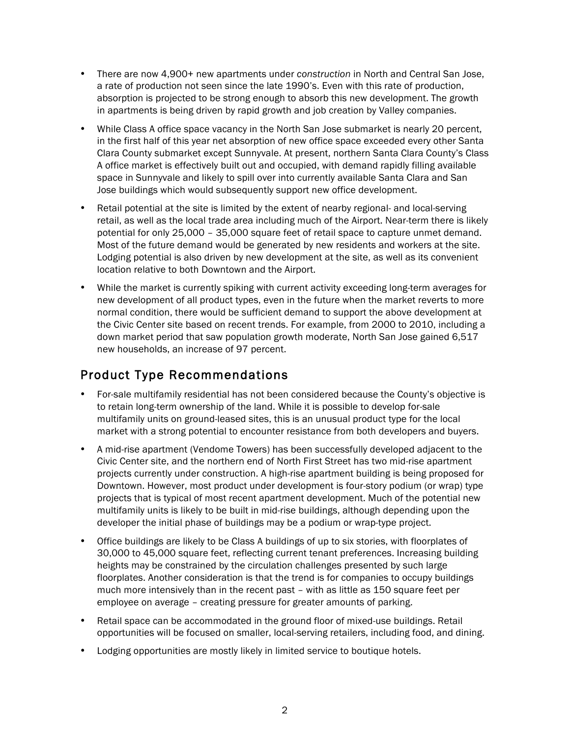- There are now 4,900+ new apartments under *construction* in North and Central San Jose, a rate of production not seen since the late 1990's. Even with this rate of production, absorption is projected to be strong enough to absorb this new development. The growth in apartments is being driven by rapid growth and job creation by Valley companies.
- While Class A office space vacancy in the North San Jose submarket is nearly 20 percent, in the first half of this year net absorption of new office space exceeded every other Santa Clara County submarket except Sunnyvale. At present, northern Santa Clara County's Class A office market is effectively built out and occupied, with demand rapidly filling available space in Sunnyvale and likely to spill over into currently available Santa Clara and San Jose buildings which would subsequently support new office development.
- Retail potential at the site is limited by the extent of nearby regional- and local-serving retail, as well as the local trade area including much of the Airport. Near-term there is likely potential for only 25,000 – 35,000 square feet of retail space to capture unmet demand. Most of the future demand would be generated by new residents and workers at the site. Lodging potential is also driven by new development at the site, as well as its convenient location relative to both Downtown and the Airport.
- While the market is currently spiking with current activity exceeding long-term averages for new development of all product types, even in the future when the market reverts to more normal condition, there would be sufficient demand to support the above development at the Civic Center site based on recent trends. For example, from 2000 to 2010, including a down market period that saw population growth moderate, North San Jose gained 6,517 new households, an increase of 97 percent.

## Product Type Recommendations

- For-sale multifamily residential has not been considered because the County's objective is to retain long-term ownership of the land. While it is possible to develop for-sale multifamily units on ground-leased sites, this is an unusual product type for the local market with a strong potential to encounter resistance from both developers and buyers.
- A mid-rise apartment (Vendome Towers) has been successfully developed adjacent to the Civic Center site, and the northern end of North First Street has two mid-rise apartment projects currently under construction. A high-rise apartment building is being proposed for Downtown. However, most product under development is four-story podium (or wrap) type projects that is typical of most recent apartment development. Much of the potential new multifamily units is likely to be built in mid-rise buildings, although depending upon the developer the initial phase of buildings may be a podium or wrap-type project.
- Office buildings are likely to be Class A buildings of up to six stories, with floorplates of 30,000 to 45,000 square feet, reflecting current tenant preferences. Increasing building heights may be constrained by the circulation challenges presented by such large floorplates. Another consideration is that the trend is for companies to occupy buildings much more intensively than in the recent past – with as little as 150 square feet per employee on average – creating pressure for greater amounts of parking.
- Retail space can be accommodated in the ground floor of mixed-use buildings. Retail opportunities will be focused on smaller, local-serving retailers, including food, and dining.
- Lodging opportunities are mostly likely in limited service to boutique hotels.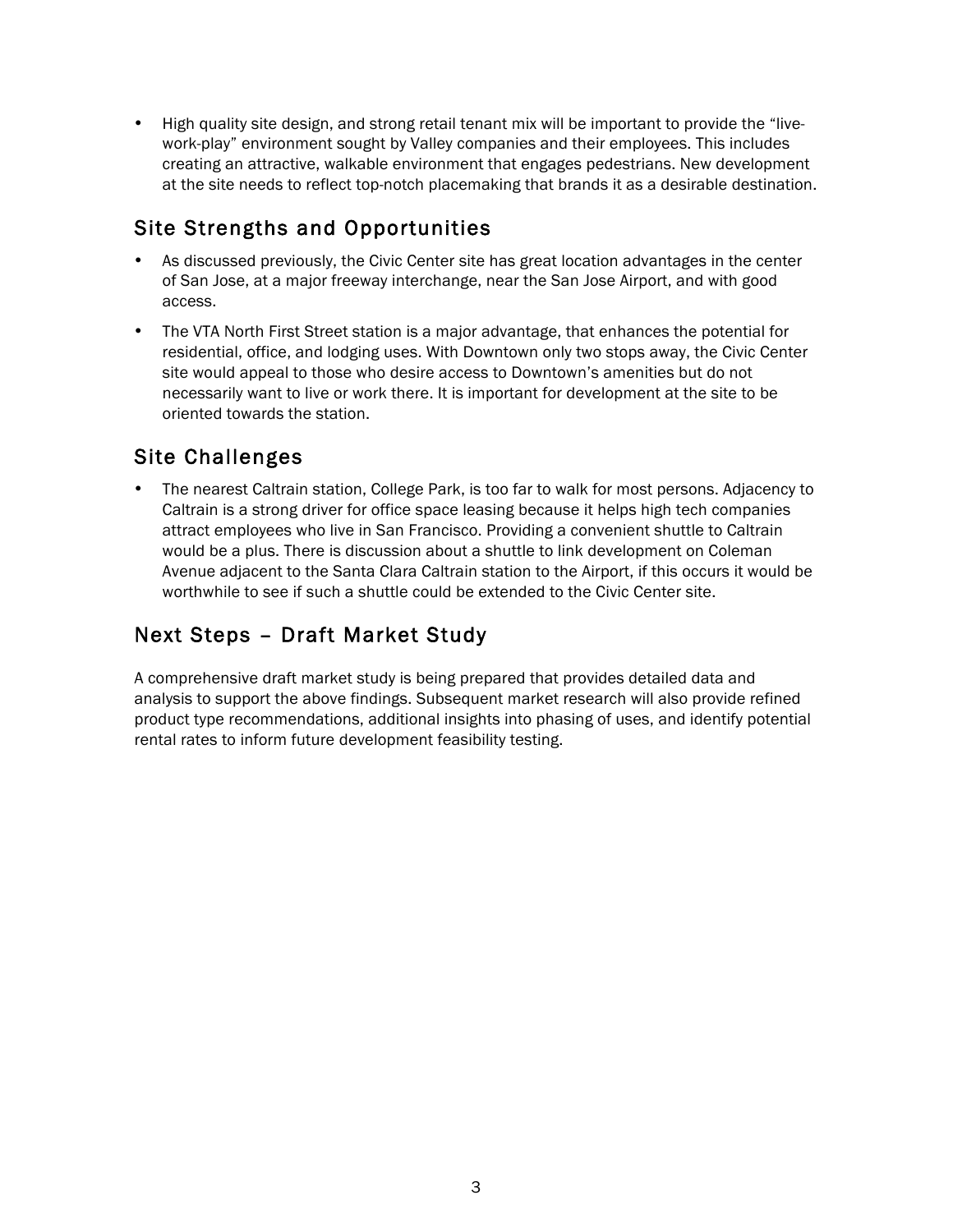- High quality site design, and strong retail tenant mix will be important to provide the "live-work-play" environment sought by Valley companies and their employees. This includes creating an attractive, walkable environment that engages pedestrians. New development at the site needs to reflect top-notch placemaking that brands it as a desirable destination.

## Site Strengths and Opportunities

- As discussed previously, the Civic Center site has great location advantages in the center of San Jose, at a major freeway interchange, near the San Jose Airport, and with good access.
- The VTA North First Street station is a major advantage, that enhances the potential for residential, office, and lodging uses. With Downtown only two stops away, the Civic Center site would appeal to those who desire access to Downtown's amenities but do not necessarily want to live or work there. It is important for development at the site to be oriented towards the station.

## Site Challenges

- The nearest Caltrain station, College Park, is too far to walk for most persons. Adjacency to Caltrain is a strong driver for office space leasing because it helps high tech companies attract employees who live in San Francisco. Providing a convenient shuttle to Caltrain would be a plus. There is discussion about a shuttle to link development on Coleman Avenue adjacent to the Santa Clara Caltrain station to the Airport, if this occurs it would be worthwhile to see if such a shuttle could be extended to the Civic Center site.

## Next Steps – Draft Market Study

A comprehensive draft market study is being prepared that provides detailed data and analysis to support the above findings. Subsequent market research will also provide refined product type recommendations, additional insights into phasing of uses, and identify potential rental rates to inform future development feasibility testing.